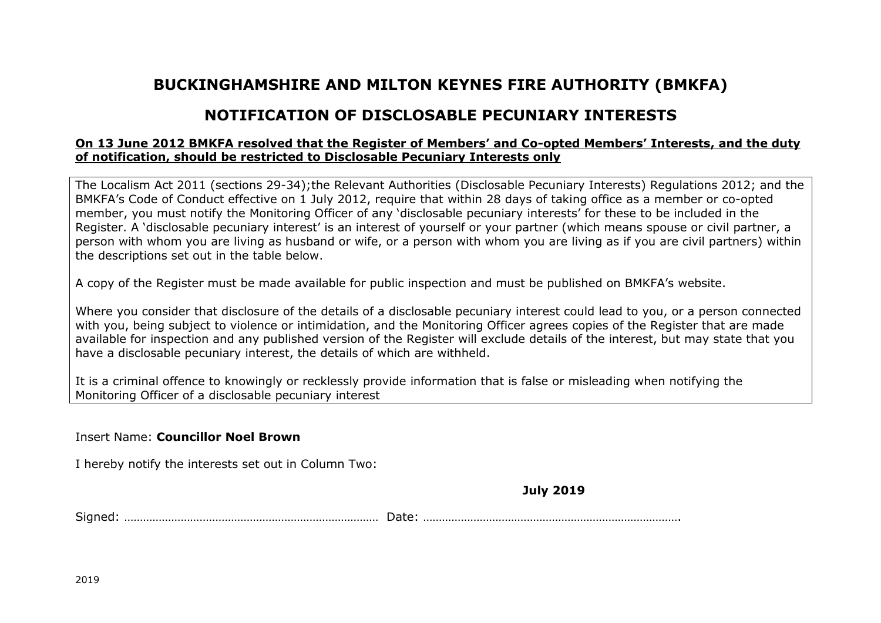# BUCKINGHAMSHIRE AND MILTON KEYNES FIRE AUTHORITY (BMKFA)

## NOTIFICATION OF DISCLOSABLE PECUNIARY INTERESTS

**On 13 June 2012 BMKFA resolved that the Register of Members' and Co-opted Members' Interests, and the duty of notification, should be restricted to Disclosable Pecuniary Interests only**

The Localism Act 2011 (sections 29-34);the Relevant Authorities (Disclosable Pecuniary Interests) Regulations 2012; and the BMKFA's Code of Conduct effective on 1 July 2012, require that within 28 days of taking office as a member or co-opted member, you must notify the Monitoring Officer of any 'disclosable pecuniary interests' for these to be included in the Register. A 'disclosable pecuniary interest' is an interest of yourself or your partner (which means spouse or civil partner, a person with whom you are living as husband or wife, or a person with whom you are living as if you are civil partners) within the descriptions set out in the table below.

A copy of the Register must be made available for public inspection and must be published on BMKFA's website.

Where you consider that disclosure of the details of a disclosable pecuniary interest could lead to you, or a person connected with you, being subject to violence or intimidation, and the Monitoring Officer agrees copies of the Register that are made available for inspection and any published version of the Register will exclude details of the interest, but may state that you have a disclosable pecuniary interest, the details of which are withheld.

It is a criminal offence to knowingly or recklessly provide information that is false or misleading when notifying the Monitoring Officer of a disclosable pecuniary interest

Insert Name: **Councillor Noel Brown**

I hereby notify the interests set out in Column Two:

**July 2019**

Signed: ……………………………………………………………………… Date: ……………………………………………………………………….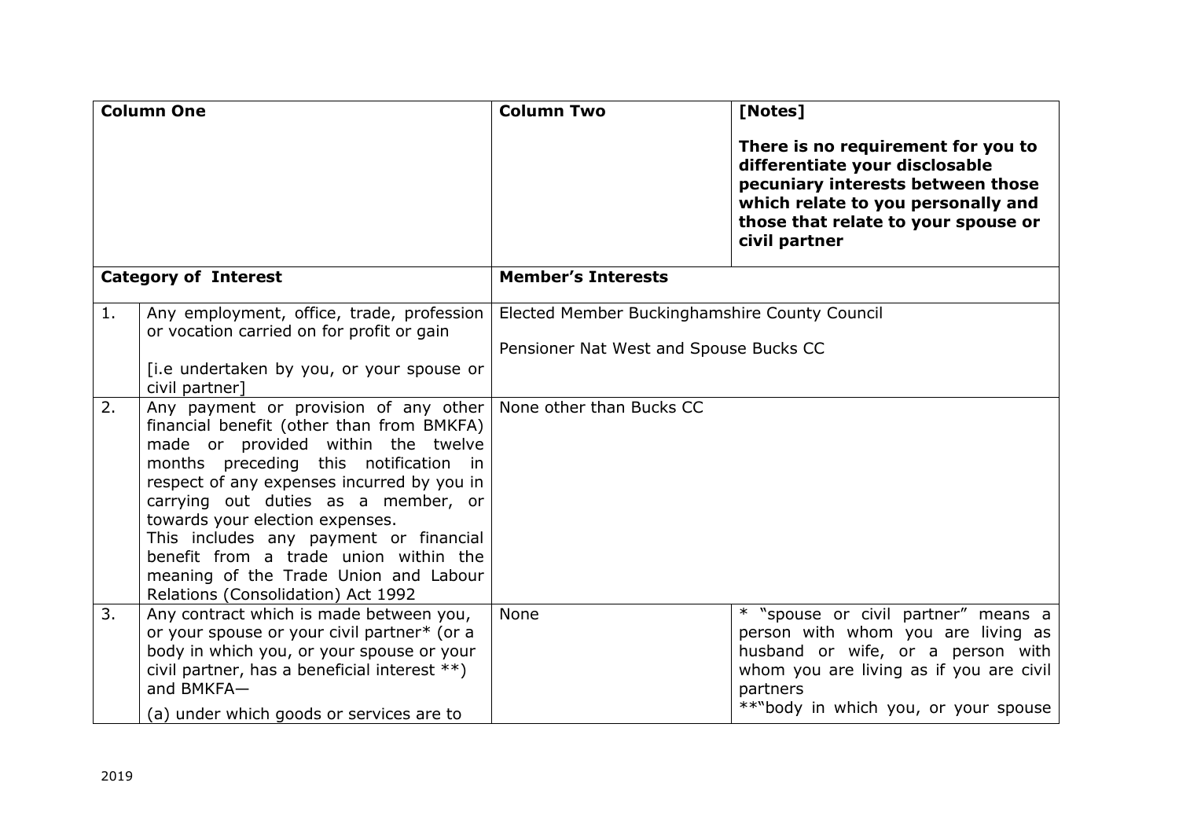| Column One | | Column Two | [Notes]<br><br>**There is no requirement for you to differentiate your disclosable pecuniary interests between those which relate to you personally and those that relate to your spouse or civil partner** |
|---|---|---|---|
| **Category of Interest** | | **Member's Interests** | |
| 1. | Any employment, office, trade, profession or vocation carried on for profit or gain<br><br>[i.e undertaken by you, or your spouse or civil partner] | Elected Member Buckinghamshire County Council<br><br>Pensioner Nat West and Spouse Bucks CC | |
| 2. | Any payment or provision of any other financial benefit (other than from BMKFA) made or provided within the twelve months preceding this notification in respect of any expenses incurred by you in carrying out duties as a member, or towards your election expenses.<br>This includes any payment or financial benefit from a trade union within the meaning of the Trade Union and Labour Relations (Consolidation) Act 1992 | None other than Bucks CC | |
| 3. | Any contract which is made between you, or your spouse or your civil partner* (or a body in which you, or your spouse or your civil partner, has a beneficial interest **) and BMKFA—<br><br>(a) under which goods or services are to | None | * "spouse or civil partner" means a person with whom you are living as husband or wife, or a person with whom you are living as if you are civil partners<br>**"body in which you, or your spouse |

2019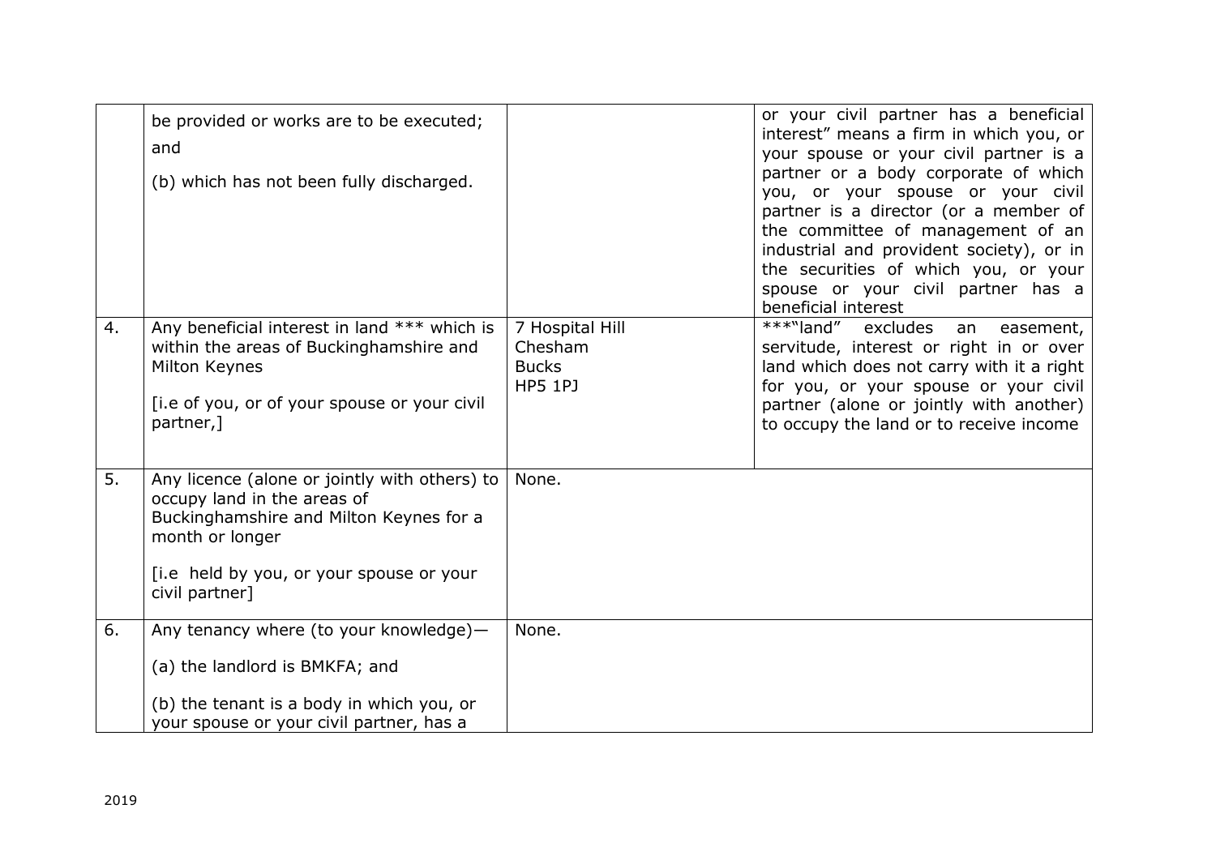| | | | |
|---|---|---|---|
| | be provided or works are to be executed; and<br><br>(b) which has not been fully discharged. | | or your civil partner has a beneficial interest" means a firm in which you, or your spouse or your civil partner is a partner or a body corporate of which you, or your spouse or your civil partner is a director (or a member of the committee of management of an industrial and provident society), or in the securities of which you, or your spouse or your civil partner has a beneficial interest |
| 4. | Any beneficial interest in land *** which is within the areas of Buckinghamshire and Milton Keynes<br><br>[i.e of you, or of your spouse or your civil partner,] | 7 Hospital Hill<br>Chesham<br>Bucks<br>HP5 1PJ | ***"land" excludes an easement, servitude, interest or right in or over land which does not carry with it a right for you, or your spouse or your civil partner (alone or jointly with another) to occupy the land or to receive income |
| 5. | Any licence (alone or jointly with others) to occupy land in the areas of Buckinghamshire and Milton Keynes for a month or longer<br><br>[i.e held by you, or your spouse or your civil partner] | None. | |
| 6. | Any tenancy where (to your knowledge)—<br><br>(a) the landlord is BMKFA; and<br><br>(b) the tenant is a body in which you, or your spouse or your civil partner, has a | None. | |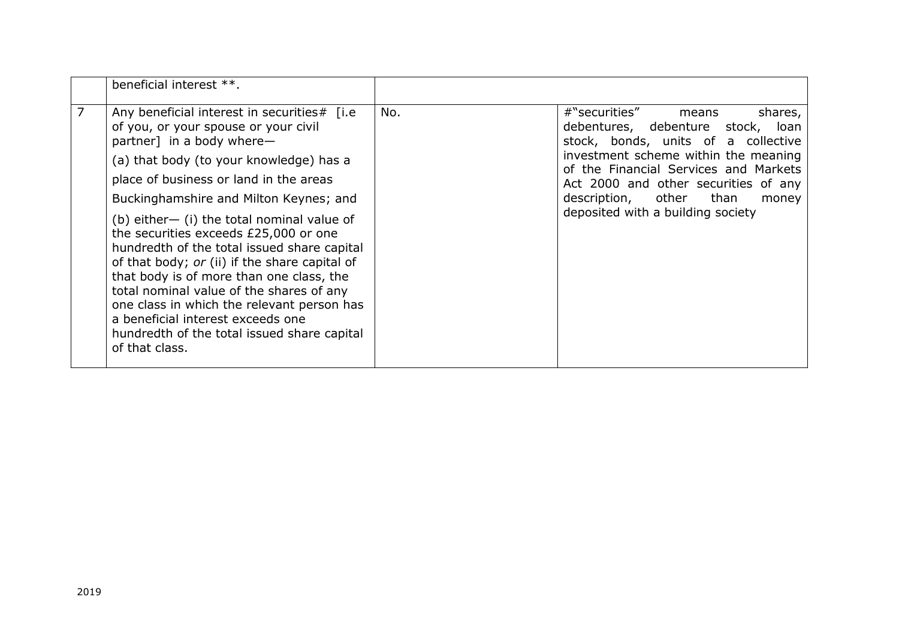| | | | |
|---|---|---|---|
| | beneficial interest **. | | |
| 7 | Any beneficial interest in securities# [i.e of you, or your spouse or your civil partner] in a body where—<br><br>(a) that body (to your knowledge) has a place of business or land in the areas Buckinghamshire and Milton Keynes; and<br><br>(b) either— (i) the total nominal value of the securities exceeds £25,000 or one hundredth of the total issued share capital of that body; *or* (ii) if the share capital of that body is of more than one class, the total nominal value of the shares of any one class in which the relevant person has a beneficial interest exceeds one hundredth of the total issued share capital of that class. | No. | #"securities" means shares, debentures, debenture stock, loan stock, bonds, units of a collective investment scheme within the meaning of the Financial Services and Markets Act 2000 and other securities of any description, other than money deposited with a building society |

2019